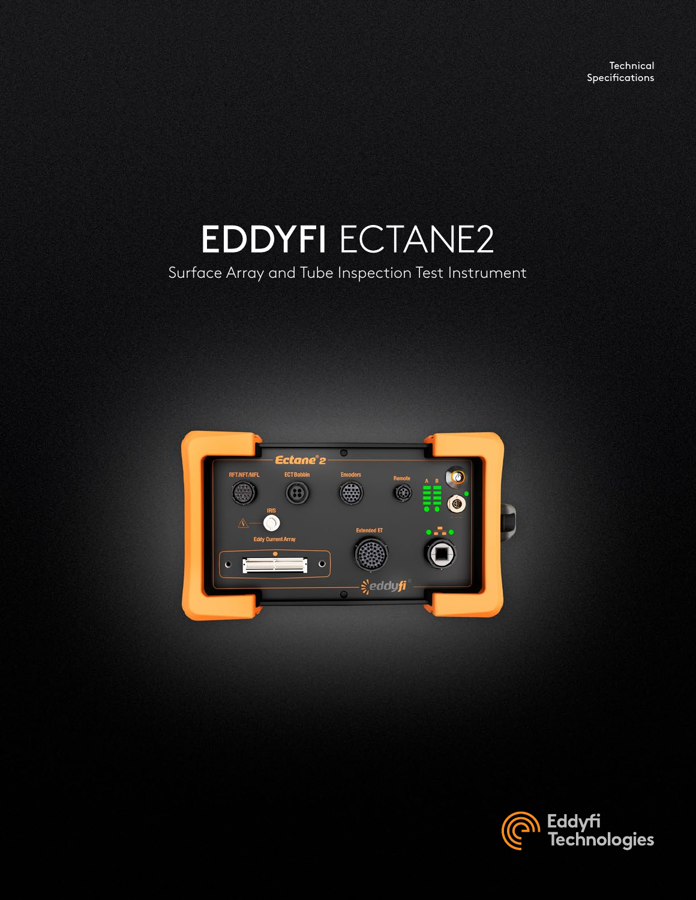Technical Specifications

# EDDYFI ECTANE2

Surface Array and Tube Inspection Test Instrument

Eddyfi Technologies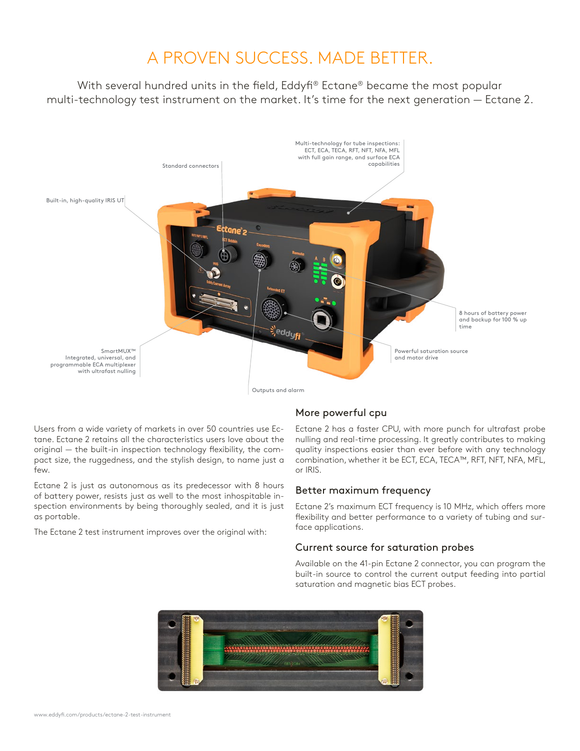# A PROVEN SUCCESS. MADE BETTER.

With several hundred units in the field, Eddyfi® Ectane® became the most popular multi-technology test instrument on the market. It's time for the next generation — Ectane 2.

Standard connectors

Multi-technology for tube inspections: ECT, ECA, TECA, RFT, NFT, NFA, MFL with full gain range, and surface ECA capabilities

Built-in, high-quality IRIS UT

8 hours of battery power and backup for 100 % up time

SmartMUX™ Integrated, universal, and programmable ECA multiplexer with ultrafast nulling

Powerful saturation source and motor drive

Outputs and alarm

Users from a wide variety of markets in over 50 countries use Ectane. Ectane 2 retains all the characteristics users love about the original — the built-in inspection technology flexibility, the compact size, the ruggedness, and the stylish design, to name just a few.

Ectane 2 is just as autonomous as its predecessor with 8 hours of battery power, resists just as well to the most inhospitable inspection environments by being thoroughly sealed, and it is just as portable.

The Ectane 2 test instrument improves over the original with:

## More powerful cpu

Ectane 2 has a faster CPU, with more punch for ultrafast probe nulling and real-time processing. It greatly contributes to making quality inspections easier than ever before with any technology combination, whether it be ECT, ECA, TECA™, RFT, NFT, NFA, MFL, or IRIS.

## Better maximum frequency

Ectane 2's maximum ECT frequency is 10 MHz, which offers more flexibility and better performance to a variety of tubing and surface applications.

## Current source for saturation probes

Available on the 41-pin Ectane 2 connector, you can program the built-in source to control the current output feeding into partial saturation and magnetic bias ECT probes.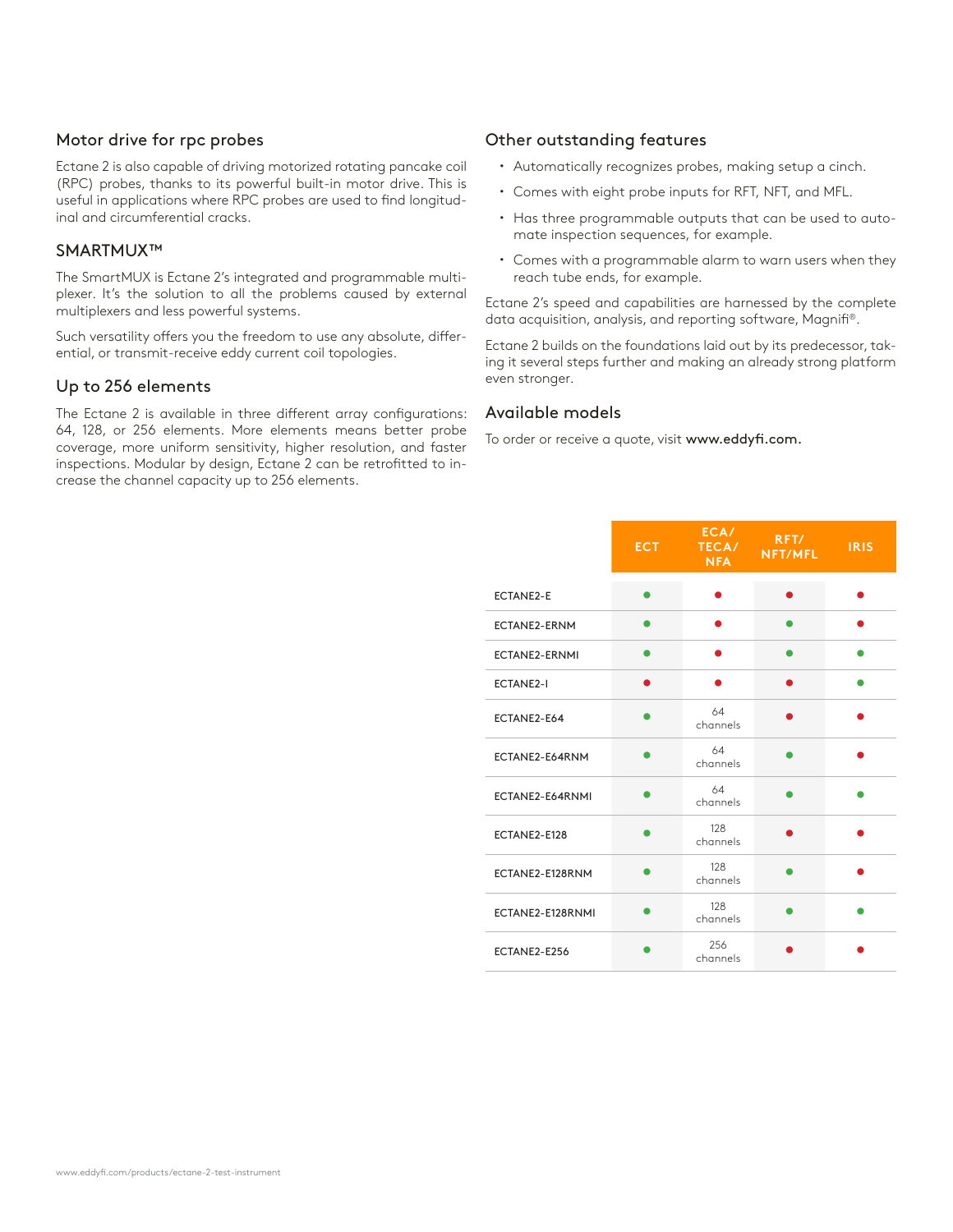## Motor drive for rpc probes

Ectane 2 is also capable of driving motorized rotating pancake coil (RPC) probes, thanks to its powerful built-in motor drive. This is useful in applications where RPC probes are used to find longitudinal and circumferential cracks.

## SMARTMUX™

The SmartMUX is Ectane 2's integrated and programmable multiplexer. It's the solution to all the problems caused by external multiplexers and less powerful systems.

Such versatility offers you the freedom to use any absolute, differential, or transmit-receive eddy current coil topologies.

## Up to 256 elements

The Ectane 2 is available in three different array configurations: 64, 128, or 256 elements. More elements means better probe coverage, more uniform sensitivity, higher resolution, and faster inspections. Modular by design, Ectane 2 can be retrofitted to increase the channel capacity up to 256 elements.

## Other outstanding features

- Automatically recognizes probes, making setup a cinch.
- Comes with eight probe inputs for RFT, NFT, and MFL.
- Has three programmable outputs that can be used to automate inspection sequences, for example.
- Comes with a programmable alarm to warn users when they reach tube ends, for example.

Ectane 2's speed and capabilities are harnessed by the complete data acquisition, analysis, and reporting software, Magnifi®.

Ectane 2 builds on the foundations laid out by its predecessor, taking it several steps further and making an already strong platform even stronger.

## Available models

To order or receive a quote, visit **www.eddyfi.com.**

| | ECT | ECA/ TECA/ NFA | RFT/ NFT/MFL | IRIS |
|---|---|---|---|---|
| ECTANE2-E | ● (green) | ● (red) | ● (red) | ● (red) |
| ECTANE2-ERNM | ● (green) | ● (red) | ● (green) | ● (red) |
| ECTANE2-ERNMI | ● (green) | ● (red) | ● (green) | ● (green) |
| ECTANE2-I | ● (red) | ● (red) | ● (red) | ● (green) |
| ECTANE2-E64 | ● (green) | 64 channels | ● (red) | ● (red) |
| ECTANE2-E64RNM | ● (green) | 64 channels | ● (green) | ● (red) |
| ECTANE2-E64RNMI | ● (green) | 64 channels | ● (green) | ● (green) |
| ECTANE2-E128 | ● (green) | 128 channels | ● (red) | ● (red) |
| ECTANE2-E128RNM | ● (green) | 128 channels | ● (green) | ● (red) |
| ECTANE2-E128RNMI | ● (green) | 128 channels | ● (green) | ● (green) |
| ECTANE2-E256 | ● (green) | 256 channels | ● (red) | ● (red) |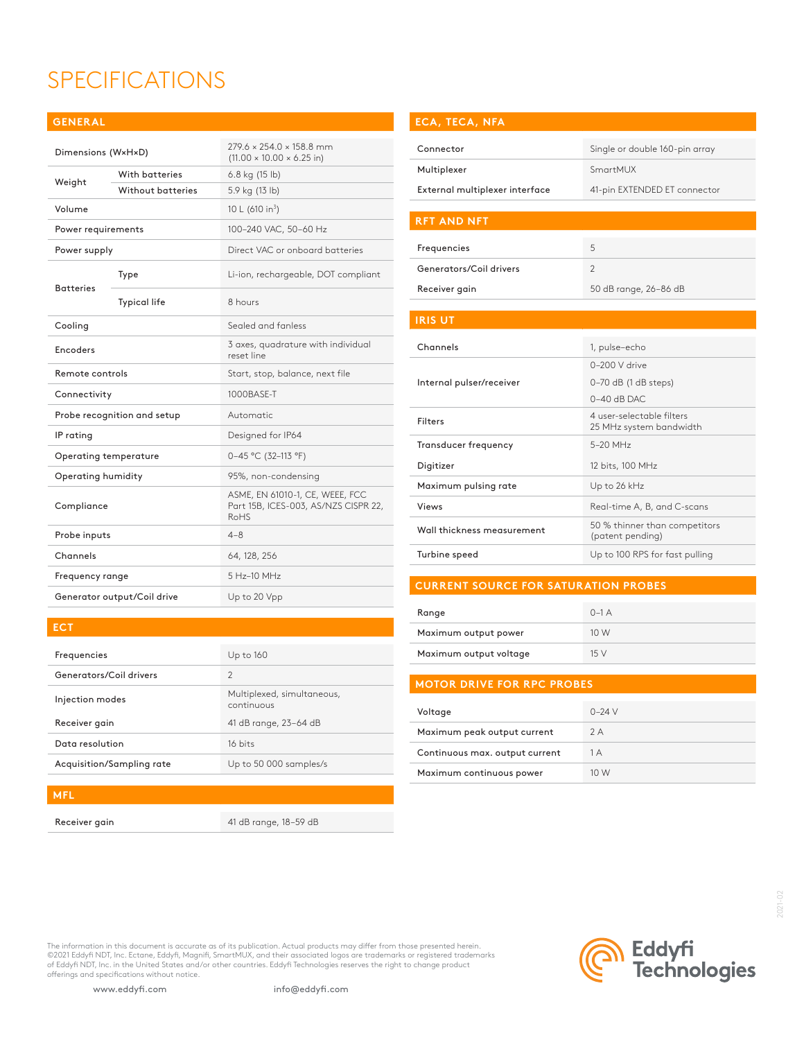# SPECIFICATIONS

## GENERAL

| | | |
|---|---|---|
| Dimensions (W×H×D) | | 279.6 × 254.0 × 158.8 mm (11.00 × 10.00 × 6.25 in) |
| Weight | With batteries | 6.8 kg (15 lb) |
| | Without batteries | 5.9 kg (13 lb) |
| Volume | | 10 L (610 in³) |
| Power requirements | | 100–240 VAC, 50–60 Hz |
| Power supply | | Direct VAC or onboard batteries |
| Batteries | Type | Li-ion, rechargeable, DOT compliant |
| | Typical life | 8 hours |
| Cooling | | Sealed and fanless |
| Encoders | | 3 axes, quadrature with individual reset line |
| Remote controls | | Start, stop, balance, next file |
| Connectivity | | 1000BASE-T |
| Probe recognition and setup | | Automatic |
| IP rating | | Designed for IP64 |
| Operating temperature | | 0–45 °C (32–113 °F) |
| Operating humidity | | 95%, non-condensing |
| Compliance | | ASME, EN 61010-1, CE, WEEE, FCC Part 15B, ICES-003, AS/NZS CISPR 22, RoHS |
| Probe inputs | | 4–8 |
| Channels | | 64, 128, 256 |
| Frequency range | | 5 Hz–10 MHz |
| Generator output/Coil drive | | Up to 20 Vpp |

## ECT

| | |
|---|---|
| Frequencies | Up to 160 |
| Generators/Coil drivers | 2 |
| Injection modes | Multiplexed, simultaneous, continuous |
| Receiver gain | 41 dB range, 23–64 dB |
| Data resolution | 16 bits |
| Acquisition/Sampling rate | Up to 50 000 samples/s |

## MFL

| | |
|---|---|
| Receiver gain | 41 dB range, 18–59 dB |

## ECA, TECA, NFA

| | |
|---|---|
| Connector | Single or double 160-pin array |
| Multiplexer | SmartMUX |
| External multiplexer interface | 41-pin EXTENDED ET connector |

## RFT AND NFT

| | |
|---|---|
| Frequencies | 5 |
| Generators/Coil drivers | 2 |
| Receiver gain | 50 dB range, 26–86 dB |

## IRIS UT

| | |
|---|---|
| Channels | 1, pulse–echo |
| Internal pulser/receiver | 0–200 V drive<br>0–70 dB (1 dB steps)<br>0–40 dB DAC |
| Filters | 4 user-selectable filters<br>25 MHz system bandwidth |
| Transducer frequency | 5–20 MHz |
| Digitizer | 12 bits, 100 MHz |
| Maximum pulsing rate | Up to 26 kHz |
| Views | Real-time A, B, and C-scans |
| Wall thickness measurement | 50 % thinner than competitors (patent pending) |
| Turbine speed | Up to 100 RPS for fast pulling |

## CURRENT SOURCE FOR SATURATION PROBES

| | |
|---|---|
| Range | 0–1 A |
| Maximum output power | 10 W |
| Maximum output voltage | 15 V |

## MOTOR DRIVE FOR RPC PROBES

| | |
|---|---|
| Voltage | 0–24 V |
| Maximum peak output current | 2 A |
| Continuous max. output current | 1 A |
| Maximum continuous power | 10 W |

The information in this document is accurate as of its publication. Actual products may differ from those presented herein. ©2021 Eddyfi NDT, Inc. Ectane, Eddyfi, Magnifi, SmartMUX, and their associated logos are trademarks or registered trademarks of Eddyfi NDT, Inc. in the United States and/or other countries. Eddyfi Technologies reserves the right to change product offerings and specifications without notice.

www.eddyfi.com info@eddyfi.com

Eddyfi Technologies

2021-02